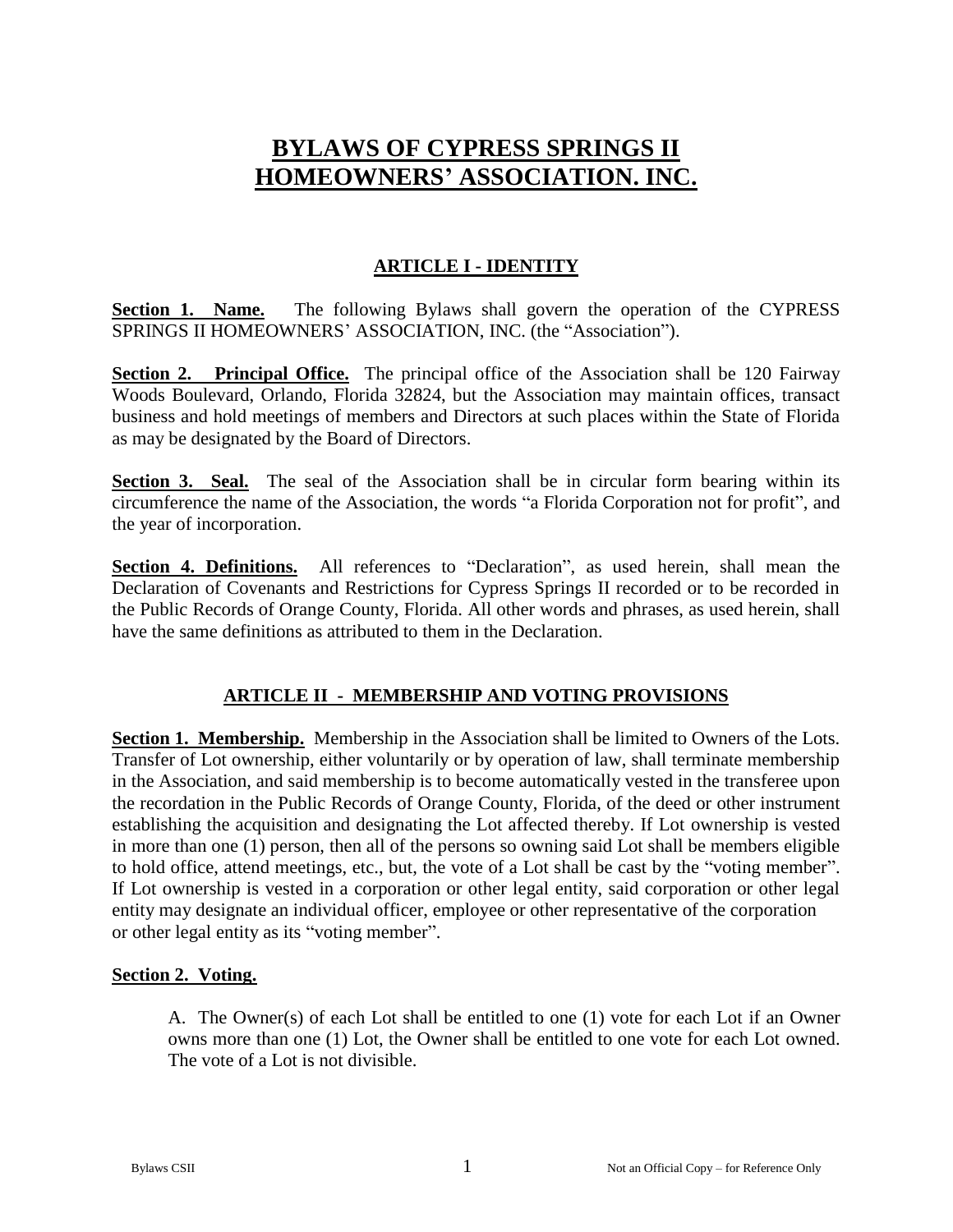# BYLAWS OF CYPRESS SPRINGS II HOMEOWNERS' ASSOCIATION. INC.

## ARTICLE I - IDENTITY

**Section 1. Name.** The following Bylaws shall govern the operation of the CYPRESS SPRINGS II HOMEOWNERS' ASSOCIATION, INC. (the "Association").

**Section 2. Principal Office.** The principal office of the Association shall be 120 Fairway Woods Boulevard, Orlando, Florida 32824, but the Association may maintain offices, transact business and hold meetings of members and Directors at such places within the State of Florida as may be designated by the Board of Directors.

**Section 3. Seal.** The seal of the Association shall be in circular form bearing within its circumference the name of the Association, the words "a Florida Corporation not for profit", and the year of incorporation.

**Section 4. Definitions.** All references to "Declaration", as used herein, shall mean the Declaration of Covenants and Restrictions for Cypress Springs II recorded or to be recorded in the Public Records of Orange County, Florida. All other words and phrases, as used herein, shall have the same definitions as attributed to them in the Declaration.

## ARTICLE II - MEMBERSHIP AND VOTING PROVISIONS

**Section 1. Membership.** Membership in the Association shall be limited to Owners of the Lots. Transfer of Lot ownership, either voluntarily or by operation of law, shall terminate membership in the Association, and said membership is to become automatically vested in the transferee upon the recordation in the Public Records of Orange County, Florida, of the deed or other instrument establishing the acquisition and designating the Lot affected thereby. If Lot ownership is vested in more than one (1) person, then all of the persons so owning said Lot shall be members eligible to hold office, attend meetings, etc., but, the vote of a Lot shall be cast by the "voting member". If Lot ownership is vested in a corporation or other legal entity, said corporation or other legal entity may designate an individual officer, employee or other representative of the corporation or other legal entity as its "voting member".

**Section 2. Voting.**

A. The Owner(s) of each Lot shall be entitled to one (1) vote for each Lot if an Owner owns more than one (1) Lot, the Owner shall be entitled to one vote for each Lot owned. The vote of a Lot is not divisible.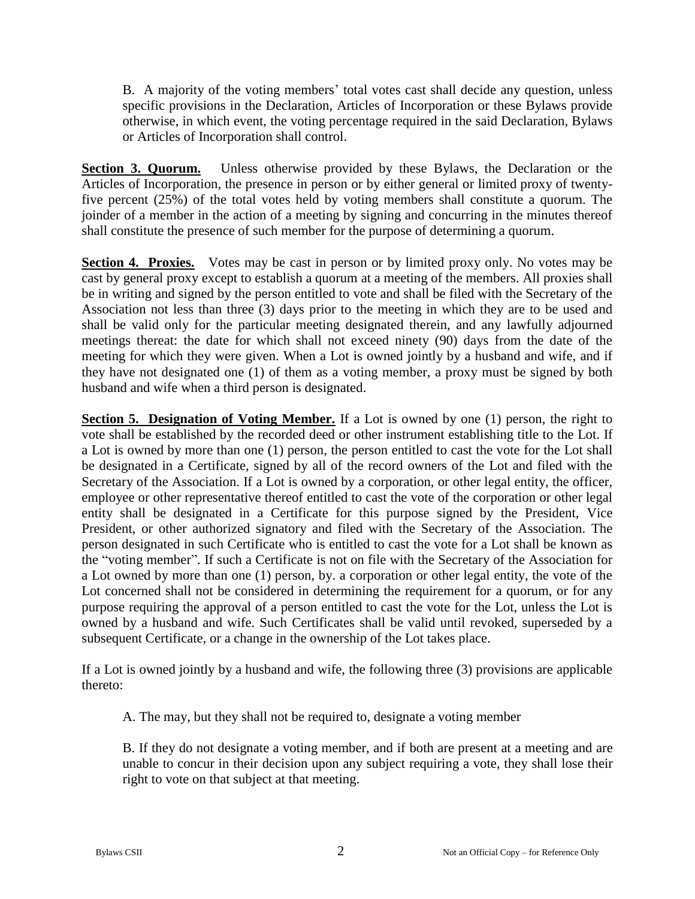B. A majority of the voting members' total votes cast shall decide any question, unless specific provisions in the Declaration, Articles of Incorporation or these Bylaws provide otherwise, in which event, the voting percentage required in the said Declaration, Bylaws or Articles of Incorporation shall control.

**Section 3. Quorum.** Unless otherwise provided by these Bylaws, the Declaration or the Articles of Incorporation, the presence in person or by either general or limited proxy of twenty-five percent (25%) of the total votes held by voting members shall constitute a quorum. The joinder of a member in the action of a meeting by signing and concurring in the minutes thereof shall constitute the presence of such member for the purpose of determining a quorum.

**Section 4. Proxies.** Votes may be cast in person or by limited proxy only. No votes may be cast by general proxy except to establish a quorum at a meeting of the members. All proxies shall be in writing and signed by the person entitled to vote and shall be filed with the Secretary of the Association not less than three (3) days prior to the meeting in which they are to be used and shall be valid only for the particular meeting designated therein, and any lawfully adjourned meetings thereat: the date for which shall not exceed ninety (90) days from the date of the meeting for which they were given. When a Lot is owned jointly by a husband and wife, and if they have not designated one (1) of them as a voting member, a proxy must be signed by both husband and wife when a third person is designated.

**Section 5. Designation of Voting Member.** If a Lot is owned by one (1) person, the right to vote shall be established by the recorded deed or other instrument establishing title to the Lot. If a Lot is owned by more than one (1) person, the person entitled to cast the vote for the Lot shall be designated in a Certificate, signed by all of the record owners of the Lot and filed with the Secretary of the Association. If a Lot is owned by a corporation, or other legal entity, the officer, employee or other representative thereof entitled to cast the vote of the corporation or other legal entity shall be designated in a Certificate for this purpose signed by the President, Vice President, or other authorized signatory and filed with the Secretary of the Association. The person designated in such Certificate who is entitled to cast the vote for a Lot shall be known as the "voting member". If such a Certificate is not on file with the Secretary of the Association for a Lot owned by more than one (1) person, by. a corporation or other legal entity, the vote of the Lot concerned shall not be considered in determining the requirement for a quorum, or for any purpose requiring the approval of a person entitled to cast the vote for the Lot, unless the Lot is owned by a husband and wife. Such Certificates shall be valid until revoked, superseded by a subsequent Certificate, or a change in the ownership of the Lot takes place.

If a Lot is owned jointly by a husband and wife, the following three (3) provisions are applicable thereto:

A. The may, but they shall not be required to, designate a voting member

B. If they do not designate a voting member, and if both are present at a meeting and are unable to concur in their decision upon any subject requiring a vote, they shall lose their right to vote on that subject at that meeting.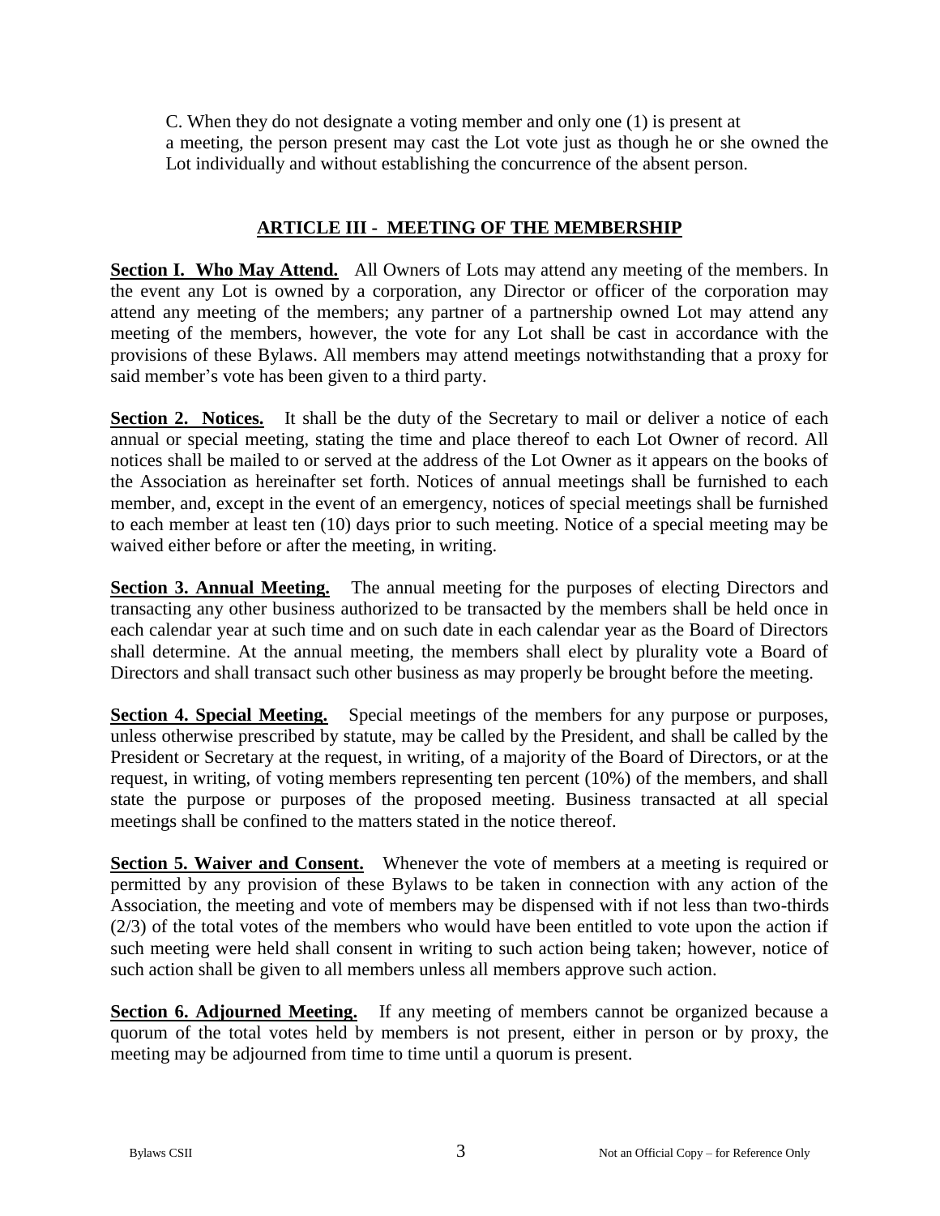C. When they do not designate a voting member and only one (1) is present at a meeting, the person present may cast the Lot vote just as though he or she owned the Lot individually and without establishing the concurrence of the absent person.

## ARTICLE III - MEETING OF THE MEMBERSHIP

**Section I. Who May Attend.** All Owners of Lots may attend any meeting of the members. In the event any Lot is owned by a corporation, any Director or officer of the corporation may attend any meeting of the members; any partner of a partnership owned Lot may attend any meeting of the members, however, the vote for any Lot shall be cast in accordance with the provisions of these Bylaws. All members may attend meetings notwithstanding that a proxy for said member's vote has been given to a third party.

**Section 2. Notices.** It shall be the duty of the Secretary to mail or deliver a notice of each annual or special meeting, stating the time and place thereof to each Lot Owner of record. All notices shall be mailed to or served at the address of the Lot Owner as it appears on the books of the Association as hereinafter set forth. Notices of annual meetings shall be furnished to each member, and, except in the event of an emergency, notices of special meetings shall be furnished to each member at least ten (10) days prior to such meeting. Notice of a special meeting may be waived either before or after the meeting, in writing.

**Section 3. Annual Meeting.** The annual meeting for the purposes of electing Directors and transacting any other business authorized to be transacted by the members shall be held once in each calendar year at such time and on such date in each calendar year as the Board of Directors shall determine. At the annual meeting, the members shall elect by plurality vote a Board of Directors and shall transact such other business as may properly be brought before the meeting.

**Section 4. Special Meeting.** Special meetings of the members for any purpose or purposes, unless otherwise prescribed by statute, may be called by the President, and shall be called by the President or Secretary at the request, in writing, of a majority of the Board of Directors, or at the request, in writing, of voting members representing ten percent (10%) of the members, and shall state the purpose or purposes of the proposed meeting. Business transacted at all special meetings shall be confined to the matters stated in the notice thereof.

**Section 5. Waiver and Consent.** Whenever the vote of members at a meeting is required or permitted by any provision of these Bylaws to be taken in connection with any action of the Association, the meeting and vote of members may be dispensed with if not less than two-thirds (2/3) of the total votes of the members who would have been entitled to vote upon the action if such meeting were held shall consent in writing to such action being taken; however, notice of such action shall be given to all members unless all members approve such action.

**Section 6. Adjourned Meeting.** If any meeting of members cannot be organized because a quorum of the total votes held by members is not present, either in person or by proxy, the meeting may be adjourned from time to time until a quorum is present.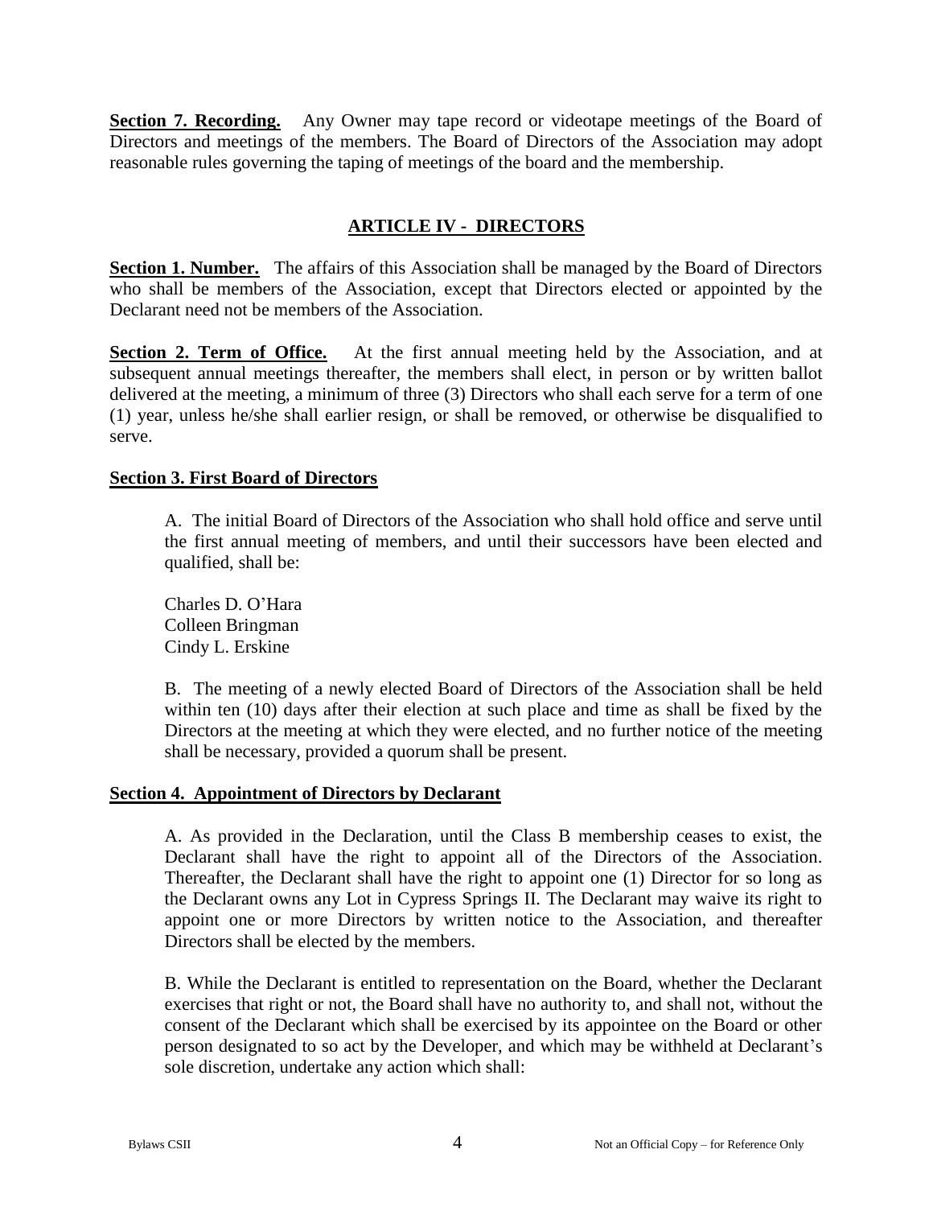**Section 7. Recording.** Any Owner may tape record or videotape meetings of the Board of Directors and meetings of the members. The Board of Directors of the Association may adopt reasonable rules governing the taping of meetings of the board and the membership.

## ARTICLE IV - DIRECTORS

**Section 1. Number.** The affairs of this Association shall be managed by the Board of Directors who shall be members of the Association, except that Directors elected or appointed by the Declarant need not be members of the Association.

**Section 2. Term of Office.** At the first annual meeting held by the Association, and at subsequent annual meetings thereafter, the members shall elect, in person or by written ballot delivered at the meeting, a minimum of three (3) Directors who shall each serve for a term of one (1) year, unless he/she shall earlier resign, or shall be removed, or otherwise be disqualified to serve.

**Section 3. First Board of Directors**

A. The initial Board of Directors of the Association who shall hold office and serve until the first annual meeting of members, and until their successors have been elected and qualified, shall be:

Charles D. O'Hara
Colleen Bringman
Cindy L. Erskine

B. The meeting of a newly elected Board of Directors of the Association shall be held within ten (10) days after their election at such place and time as shall be fixed by the Directors at the meeting at which they were elected, and no further notice of the meeting shall be necessary, provided a quorum shall be present.

**Section 4. Appointment of Directors by Declarant**

A. As provided in the Declaration, until the Class B membership ceases to exist, the Declarant shall have the right to appoint all of the Directors of the Association. Thereafter, the Declarant shall have the right to appoint one (1) Director for so long as the Declarant owns any Lot in Cypress Springs II. The Declarant may waive its right to appoint one or more Directors by written notice to the Association, and thereafter Directors shall be elected by the members.

B. While the Declarant is entitled to representation on the Board, whether the Declarant exercises that right or not, the Board shall have no authority to, and shall not, without the consent of the Declarant which shall be exercised by its appointee on the Board or other person designated to so act by the Developer, and which may be withheld at Declarant's sole discretion, undertake any action which shall: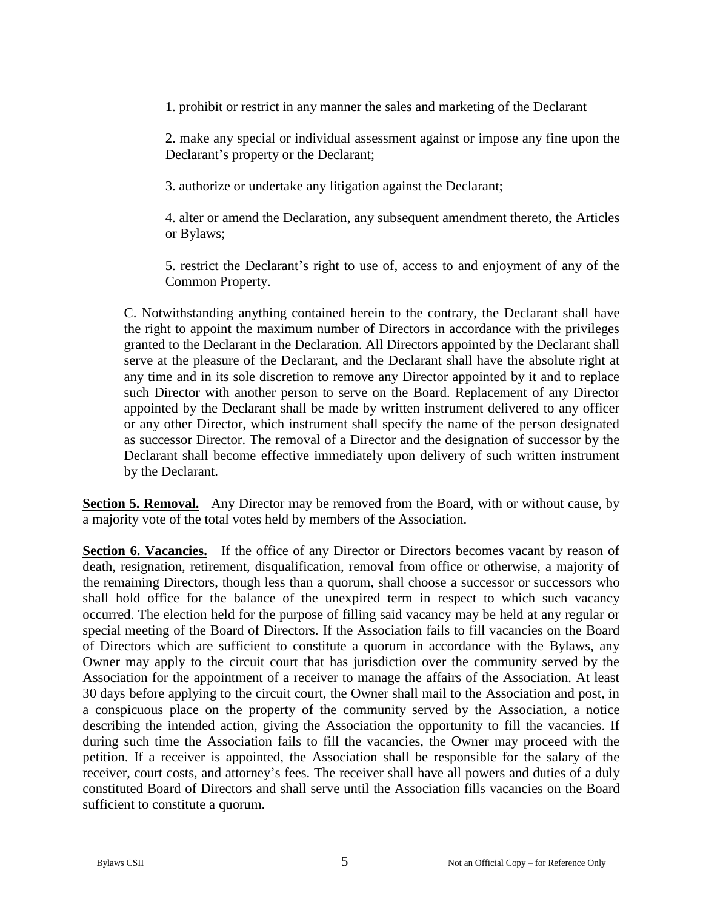1. prohibit or restrict in any manner the sales and marketing of the Declarant

2. make any special or individual assessment against or impose any fine upon the Declarant's property or the Declarant;

3. authorize or undertake any litigation against the Declarant;

4. alter or amend the Declaration, any subsequent amendment thereto, the Articles or Bylaws;

5. restrict the Declarant's right to use of, access to and enjoyment of any of the Common Property.

C. Notwithstanding anything contained herein to the contrary, the Declarant shall have the right to appoint the maximum number of Directors in accordance with the privileges granted to the Declarant in the Declaration. All Directors appointed by the Declarant shall serve at the pleasure of the Declarant, and the Declarant shall have the absolute right at any time and in its sole discretion to remove any Director appointed by it and to replace such Director with another person to serve on the Board. Replacement of any Director appointed by the Declarant shall be made by written instrument delivered to any officer or any other Director, which instrument shall specify the name of the person designated as successor Director. The removal of a Director and the designation of successor by the Declarant shall become effective immediately upon delivery of such written instrument by the Declarant.

**Section 5. Removal.** Any Director may be removed from the Board, with or without cause, by a majority vote of the total votes held by members of the Association.

**Section 6. Vacancies.** If the office of any Director or Directors becomes vacant by reason of death, resignation, retirement, disqualification, removal from office or otherwise, a majority of the remaining Directors, though less than a quorum, shall choose a successor or successors who shall hold office for the balance of the unexpired term in respect to which such vacancy occurred. The election held for the purpose of filling said vacancy may be held at any regular or special meeting of the Board of Directors. If the Association fails to fill vacancies on the Board of Directors which are sufficient to constitute a quorum in accordance with the Bylaws, any Owner may apply to the circuit court that has jurisdiction over the community served by the Association for the appointment of a receiver to manage the affairs of the Association. At least 30 days before applying to the circuit court, the Owner shall mail to the Association and post, in a conspicuous place on the property of the community served by the Association, a notice describing the intended action, giving the Association the opportunity to fill the vacancies. If during such time the Association fails to fill the vacancies, the Owner may proceed with the petition. If a receiver is appointed, the Association shall be responsible for the salary of the receiver, court costs, and attorney's fees. The receiver shall have all powers and duties of a duly constituted Board of Directors and shall serve until the Association fills vacancies on the Board sufficient to constitute a quorum.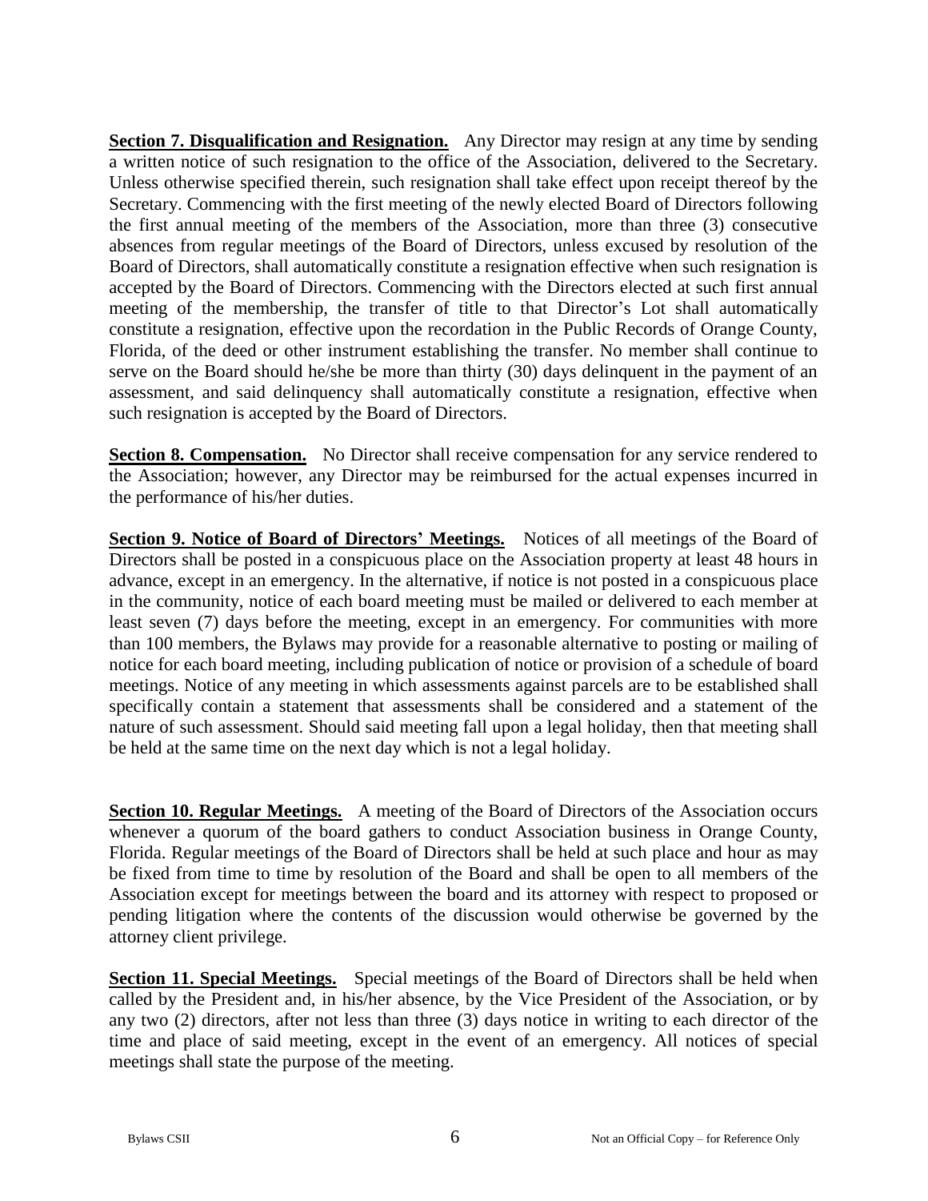**Section 7. Disqualification and Resignation.** Any Director may resign at any time by sending a written notice of such resignation to the office of the Association, delivered to the Secretary. Unless otherwise specified therein, such resignation shall take effect upon receipt thereof by the Secretary. Commencing with the first meeting of the newly elected Board of Directors following the first annual meeting of the members of the Association, more than three (3) consecutive absences from regular meetings of the Board of Directors, unless excused by resolution of the Board of Directors, shall automatically constitute a resignation effective when such resignation is accepted by the Board of Directors. Commencing with the Directors elected at such first annual meeting of the membership, the transfer of title to that Director's Lot shall automatically constitute a resignation, effective upon the recordation in the Public Records of Orange County, Florida, of the deed or other instrument establishing the transfer. No member shall continue to serve on the Board should he/she be more than thirty (30) days delinquent in the payment of an assessment, and said delinquency shall automatically constitute a resignation, effective when such resignation is accepted by the Board of Directors.

**Section 8. Compensation.** No Director shall receive compensation for any service rendered to the Association; however, any Director may be reimbursed for the actual expenses incurred in the performance of his/her duties.

**Section 9. Notice of Board of Directors' Meetings.** Notices of all meetings of the Board of Directors shall be posted in a conspicuous place on the Association property at least 48 hours in advance, except in an emergency. In the alternative, if notice is not posted in a conspicuous place in the community, notice of each board meeting must be mailed or delivered to each member at least seven (7) days before the meeting, except in an emergency. For communities with more than 100 members, the Bylaws may provide for a reasonable alternative to posting or mailing of notice for each board meeting, including publication of notice or provision of a schedule of board meetings. Notice of any meeting in which assessments against parcels are to be established shall specifically contain a statement that assessments shall be considered and a statement of the nature of such assessment. Should said meeting fall upon a legal holiday, then that meeting shall be held at the same time on the next day which is not a legal holiday.

**Section 10. Regular Meetings.** A meeting of the Board of Directors of the Association occurs whenever a quorum of the board gathers to conduct Association business in Orange County, Florida. Regular meetings of the Board of Directors shall be held at such place and hour as may be fixed from time to time by resolution of the Board and shall be open to all members of the Association except for meetings between the board and its attorney with respect to proposed or pending litigation where the contents of the discussion would otherwise be governed by the attorney client privilege.

**Section 11. Special Meetings.** Special meetings of the Board of Directors shall be held when called by the President and, in his/her absence, by the Vice President of the Association, or by any two (2) directors, after not less than three (3) days notice in writing to each director of the time and place of said meeting, except in the event of an emergency. All notices of special meetings shall state the purpose of the meeting.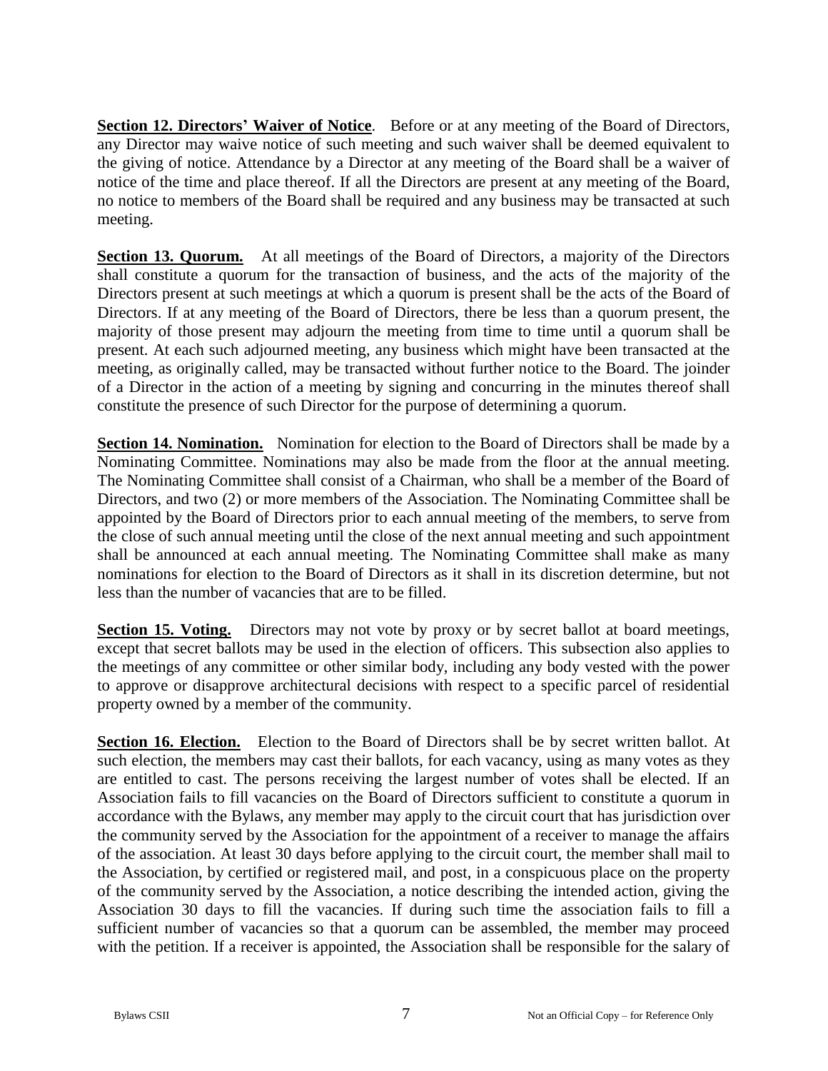**Section 12. Directors' Waiver of Notice**. Before or at any meeting of the Board of Directors, any Director may waive notice of such meeting and such waiver shall be deemed equivalent to the giving of notice. Attendance by a Director at any meeting of the Board shall be a waiver of notice of the time and place thereof. If all the Directors are present at any meeting of the Board, no notice to members of the Board shall be required and any business may be transacted at such meeting.

**Section 13. Quorum.** At all meetings of the Board of Directors, a majority of the Directors shall constitute a quorum for the transaction of business, and the acts of the majority of the Directors present at such meetings at which a quorum is present shall be the acts of the Board of Directors. If at any meeting of the Board of Directors, there be less than a quorum present, the majority of those present may adjourn the meeting from time to time until a quorum shall be present. At each such adjourned meeting, any business which might have been transacted at the meeting, as originally called, may be transacted without further notice to the Board. The joinder of a Director in the action of a meeting by signing and concurring in the minutes thereof shall constitute the presence of such Director for the purpose of determining a quorum.

**Section 14. Nomination.** Nomination for election to the Board of Directors shall be made by a Nominating Committee. Nominations may also be made from the floor at the annual meeting. The Nominating Committee shall consist of a Chairman, who shall be a member of the Board of Directors, and two (2) or more members of the Association. The Nominating Committee shall be appointed by the Board of Directors prior to each annual meeting of the members, to serve from the close of such annual meeting until the close of the next annual meeting and such appointment shall be announced at each annual meeting. The Nominating Committee shall make as many nominations for election to the Board of Directors as it shall in its discretion determine, but not less than the number of vacancies that are to be filled.

**Section 15. Voting.** Directors may not vote by proxy or by secret ballot at board meetings, except that secret ballots may be used in the election of officers. This subsection also applies to the meetings of any committee or other similar body, including any body vested with the power to approve or disapprove architectural decisions with respect to a specific parcel of residential property owned by a member of the community.

**Section 16. Election.** Election to the Board of Directors shall be by secret written ballot. At such election, the members may cast their ballots, for each vacancy, using as many votes as they are entitled to cast. The persons receiving the largest number of votes shall be elected. If an Association fails to fill vacancies on the Board of Directors sufficient to constitute a quorum in accordance with the Bylaws, any member may apply to the circuit court that has jurisdiction over the community served by the Association for the appointment of a receiver to manage the affairs of the association. At least 30 days before applying to the circuit court, the member shall mail to the Association, by certified or registered mail, and post, in a conspicuous place on the property of the community served by the Association, a notice describing the intended action, giving the Association 30 days to fill the vacancies. If during such time the association fails to fill a sufficient number of vacancies so that a quorum can be assembled, the member may proceed with the petition. If a receiver is appointed, the Association shall be responsible for the salary of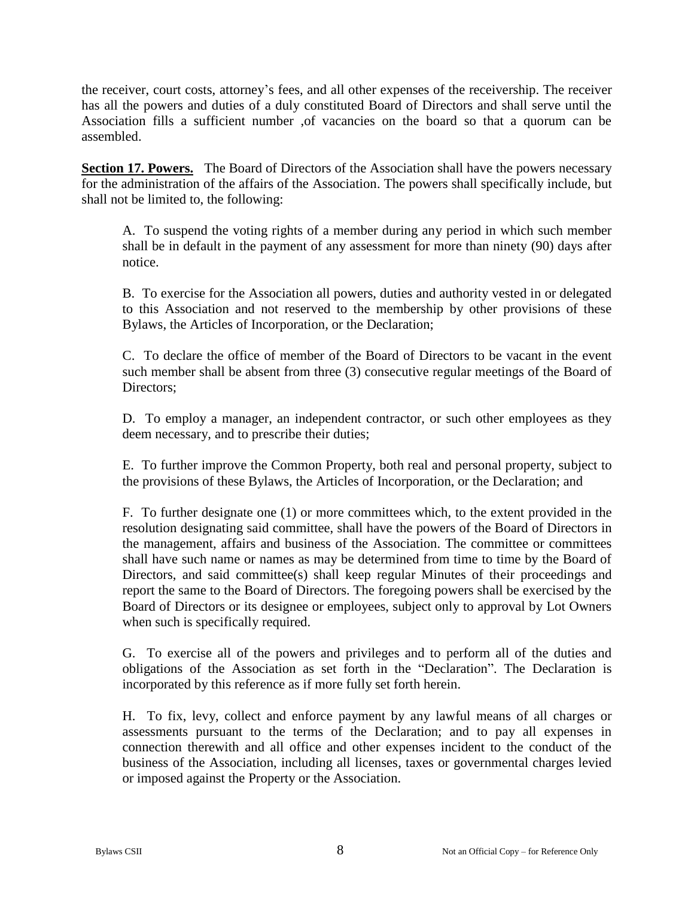the receiver, court costs, attorney's fees, and all other expenses of the receivership. The receiver has all the powers and duties of a duly constituted Board of Directors and shall serve until the Association fills a sufficient number ,of vacancies on the board so that a quorum can be assembled.

**Section 17. Powers.** The Board of Directors of the Association shall have the powers necessary for the administration of the affairs of the Association. The powers shall specifically include, but shall not be limited to, the following:

A. To suspend the voting rights of a member during any period in which such member shall be in default in the payment of any assessment for more than ninety (90) days after notice.

B. To exercise for the Association all powers, duties and authority vested in or delegated to this Association and not reserved to the membership by other provisions of these Bylaws, the Articles of Incorporation, or the Declaration;

C. To declare the office of member of the Board of Directors to be vacant in the event such member shall be absent from three (3) consecutive regular meetings of the Board of Directors;

D. To employ a manager, an independent contractor, or such other employees as they deem necessary, and to prescribe their duties;

E. To further improve the Common Property, both real and personal property, subject to the provisions of these Bylaws, the Articles of Incorporation, or the Declaration; and

F. To further designate one (1) or more committees which, to the extent provided in the resolution designating said committee, shall have the powers of the Board of Directors in the management, affairs and business of the Association. The committee or committees shall have such name or names as may be determined from time to time by the Board of Directors, and said committee(s) shall keep regular Minutes of their proceedings and report the same to the Board of Directors. The foregoing powers shall be exercised by the Board of Directors or its designee or employees, subject only to approval by Lot Owners when such is specifically required.

G. To exercise all of the powers and privileges and to perform all of the duties and obligations of the Association as set forth in the "Declaration". The Declaration is incorporated by this reference as if more fully set forth herein.

H. To fix, levy, collect and enforce payment by any lawful means of all charges or assessments pursuant to the terms of the Declaration; and to pay all expenses in connection therewith and all office and other expenses incident to the conduct of the business of the Association, including all licenses, taxes or governmental charges levied or imposed against the Property or the Association.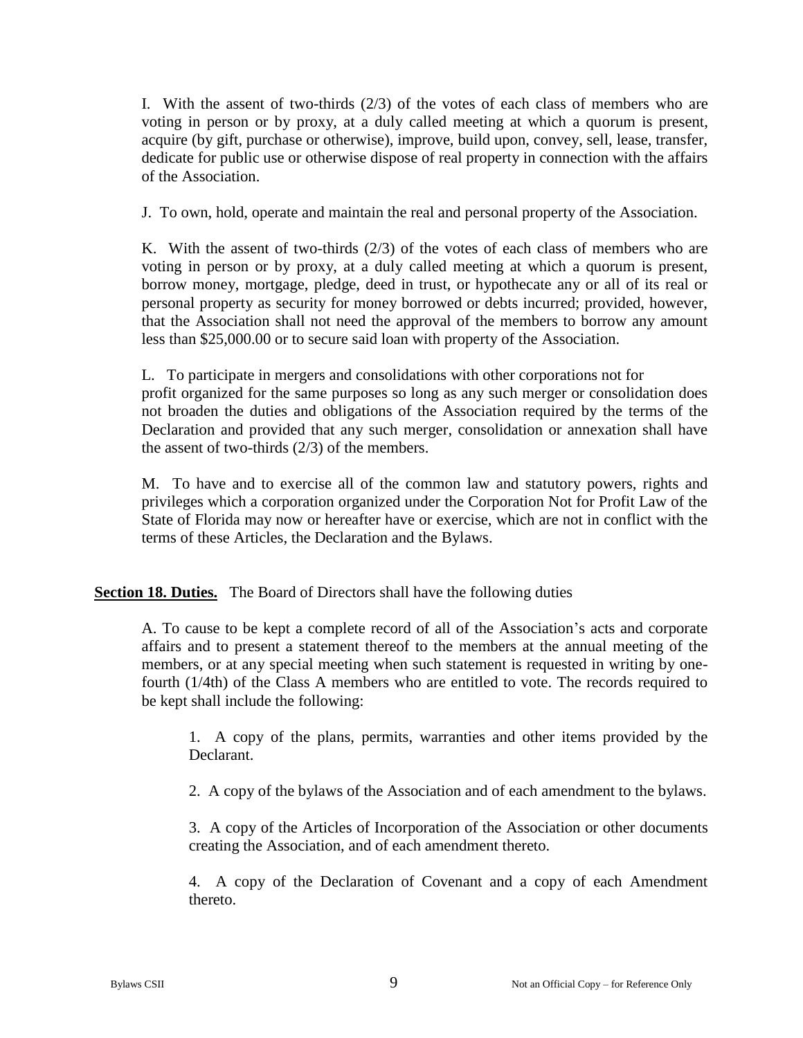I. With the assent of two-thirds (2/3) of the votes of each class of members who are voting in person or by proxy, at a duly called meeting at which a quorum is present, acquire (by gift, purchase or otherwise), improve, build upon, convey, sell, lease, transfer, dedicate for public use or otherwise dispose of real property in connection with the affairs of the Association.

J. To own, hold, operate and maintain the real and personal property of the Association.

K. With the assent of two-thirds (2/3) of the votes of each class of members who are voting in person or by proxy, at a duly called meeting at which a quorum is present, borrow money, mortgage, pledge, deed in trust, or hypothecate any or all of its real or personal property as security for money borrowed or debts incurred; provided, however, that the Association shall not need the approval of the members to borrow any amount less than $25,000.00 or to secure said loan with property of the Association.

L. To participate in mergers and consolidations with other corporations not for profit organized for the same purposes so long as any such merger or consolidation does not broaden the duties and obligations of the Association required by the terms of the Declaration and provided that any such merger, consolidation or annexation shall have the assent of two-thirds (2/3) of the members.

M. To have and to exercise all of the common law and statutory powers, rights and privileges which a corporation organized under the Corporation Not for Profit Law of the State of Florida may now or hereafter have or exercise, which are not in conflict with the terms of these Articles, the Declaration and the Bylaws.

**Section 18. Duties.** The Board of Directors shall have the following duties

A. To cause to be kept a complete record of all of the Association's acts and corporate affairs and to present a statement thereof to the members at the annual meeting of the members, or at any special meeting when such statement is requested in writing by one-fourth (1/4th) of the Class A members who are entitled to vote. The records required to be kept shall include the following:

1. A copy of the plans, permits, warranties and other items provided by the Declarant.

2. A copy of the bylaws of the Association and of each amendment to the bylaws.

3. A copy of the Articles of Incorporation of the Association or other documents creating the Association, and of each amendment thereto.

4. A copy of the Declaration of Covenant and a copy of each Amendment thereto.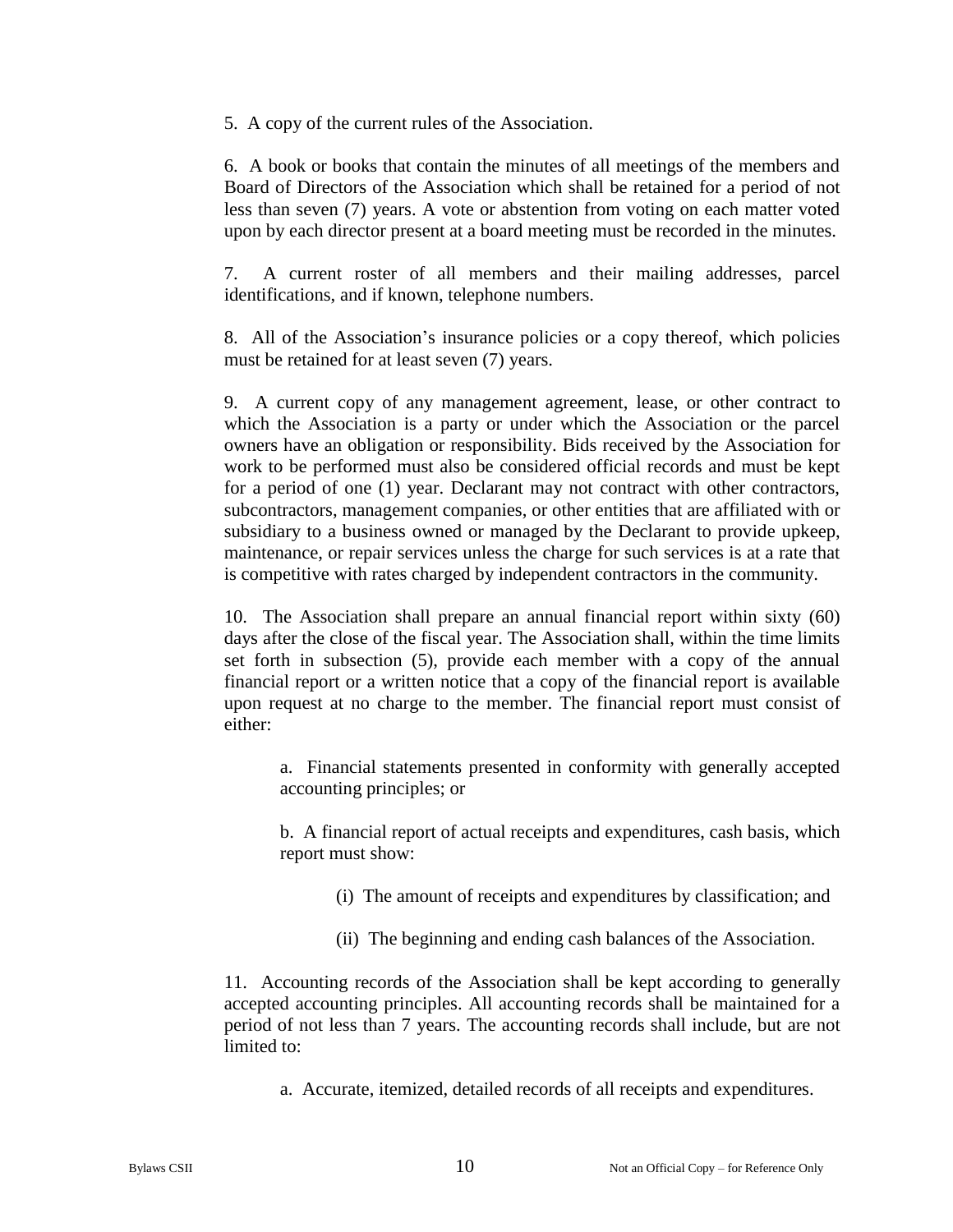5. A copy of the current rules of the Association.

6. A book or books that contain the minutes of all meetings of the members and Board of Directors of the Association which shall be retained for a period of not less than seven (7) years. A vote or abstention from voting on each matter voted upon by each director present at a board meeting must be recorded in the minutes.

7. A current roster of all members and their mailing addresses, parcel identifications, and if known, telephone numbers.

8. All of the Association's insurance policies or a copy thereof, which policies must be retained for at least seven (7) years.

9. A current copy of any management agreement, lease, or other contract to which the Association is a party or under which the Association or the parcel owners have an obligation or responsibility. Bids received by the Association for work to be performed must also be considered official records and must be kept for a period of one (1) year. Declarant may not contract with other contractors, subcontractors, management companies, or other entities that are affiliated with or subsidiary to a business owned or managed by the Declarant to provide upkeep, maintenance, or repair services unless the charge for such services is at a rate that is competitive with rates charged by independent contractors in the community.

10. The Association shall prepare an annual financial report within sixty (60) days after the close of the fiscal year. The Association shall, within the time limits set forth in subsection (5), provide each member with a copy of the annual financial report or a written notice that a copy of the financial report is available upon request at no charge to the member. The financial report must consist of either:

> a. Financial statements presented in conformity with generally accepted accounting principles; or
>
> b. A financial report of actual receipts and expenditures, cash basis, which report must show:
>
> > (i) The amount of receipts and expenditures by classification; and
> >
> > (ii) The beginning and ending cash balances of the Association.

11. Accounting records of the Association shall be kept according to generally accepted accounting principles. All accounting records shall be maintained for a period of not less than 7 years. The accounting records shall include, but are not limited to:

> a. Accurate, itemized, detailed records of all receipts and expenditures.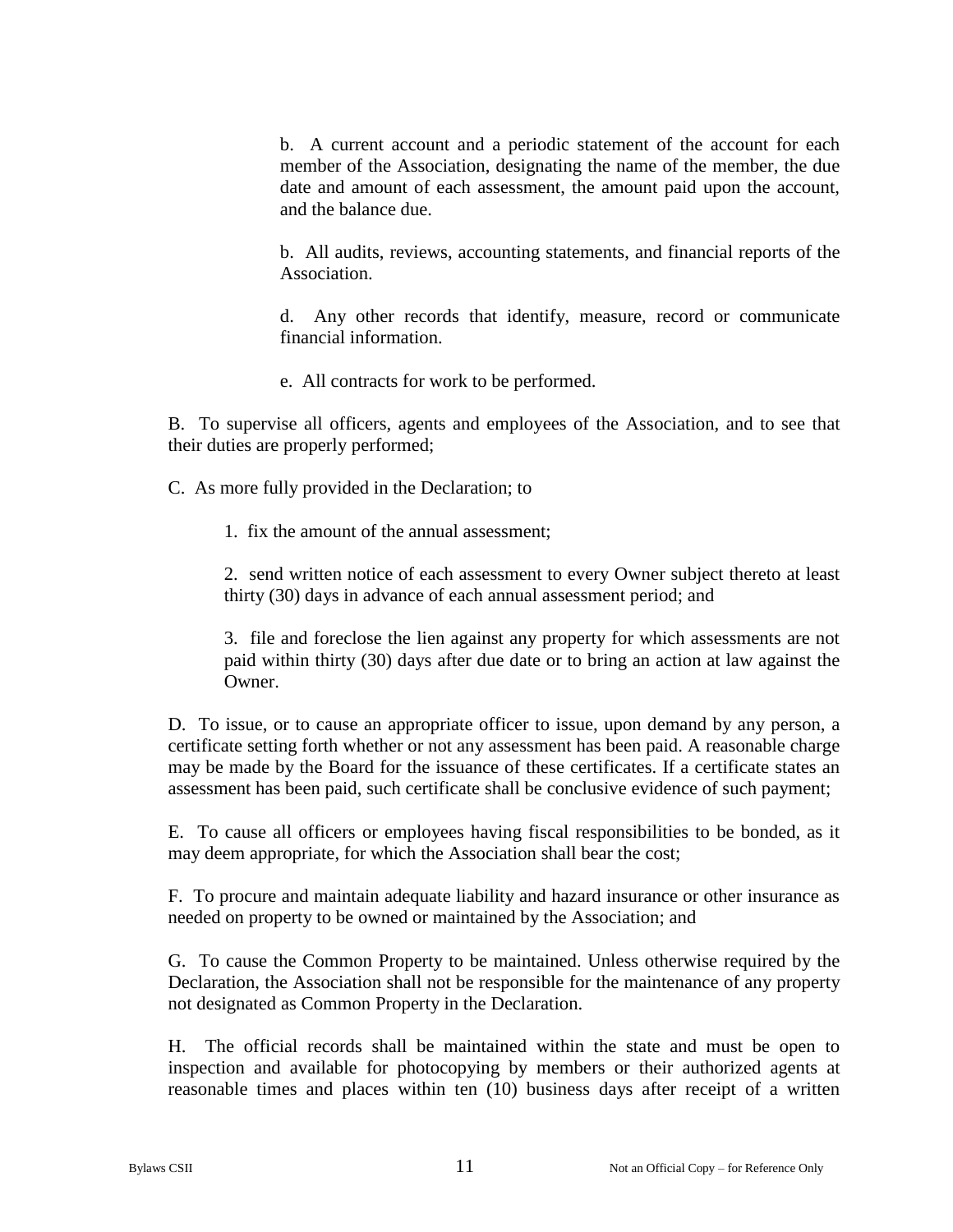b. A current account and a periodic statement of the account for each member of the Association, designating the name of the member, the due date and amount of each assessment, the amount paid upon the account, and the balance due.

b. All audits, reviews, accounting statements, and financial reports of the Association.

d. Any other records that identify, measure, record or communicate financial information.

e. All contracts for work to be performed.

B. To supervise all officers, agents and employees of the Association, and to see that their duties are properly performed;

C. As more fully provided in the Declaration; to

1. fix the amount of the annual assessment;

2. send written notice of each assessment to every Owner subject thereto at least thirty (30) days in advance of each annual assessment period; and

3. file and foreclose the lien against any property for which assessments are not paid within thirty (30) days after due date or to bring an action at law against the Owner.

D. To issue, or to cause an appropriate officer to issue, upon demand by any person, a certificate setting forth whether or not any assessment has been paid. A reasonable charge may be made by the Board for the issuance of these certificates. If a certificate states an assessment has been paid, such certificate shall be conclusive evidence of such payment;

E. To cause all officers or employees having fiscal responsibilities to be bonded, as it may deem appropriate, for which the Association shall bear the cost;

F. To procure and maintain adequate liability and hazard insurance or other insurance as needed on property to be owned or maintained by the Association; and

G. To cause the Common Property to be maintained. Unless otherwise required by the Declaration, the Association shall not be responsible for the maintenance of any property not designated as Common Property in the Declaration.

H. The official records shall be maintained within the state and must be open to inspection and available for photocopying by members or their authorized agents at reasonable times and places within ten (10) business days after receipt of a written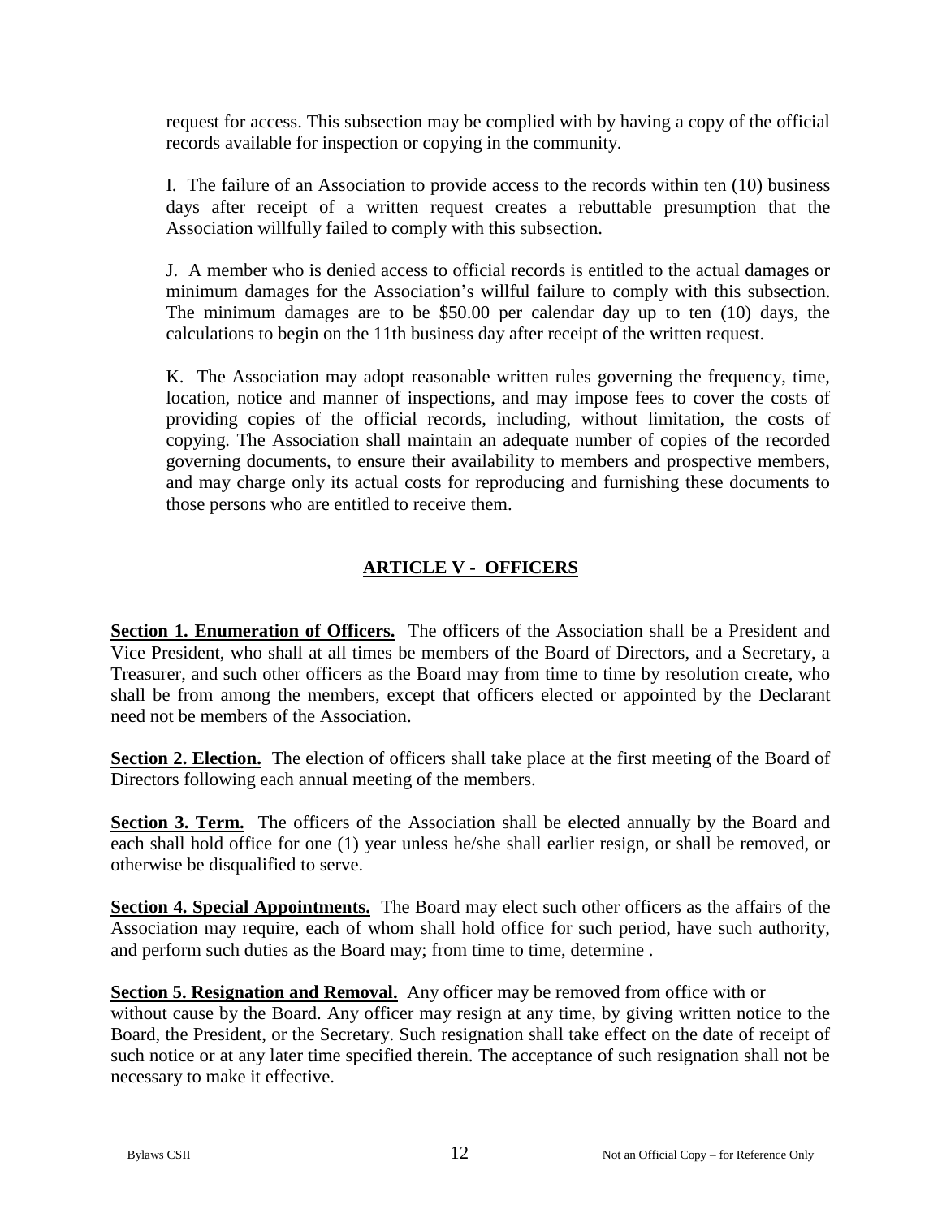request for access. This subsection may be complied with by having a copy of the official records available for inspection or copying in the community.

I. The failure of an Association to provide access to the records within ten (10) business days after receipt of a written request creates a rebuttable presumption that the Association willfully failed to comply with this subsection.

J. A member who is denied access to official records is entitled to the actual damages or minimum damages for the Association's willful failure to comply with this subsection. The minimum damages are to be $50.00 per calendar day up to ten (10) days, the calculations to begin on the 11th business day after receipt of the written request.

K. The Association may adopt reasonable written rules governing the frequency, time, location, notice and manner of inspections, and may impose fees to cover the costs of providing copies of the official records, including, without limitation, the costs of copying. The Association shall maintain an adequate number of copies of the recorded governing documents, to ensure their availability to members and prospective members, and may charge only its actual costs for reproducing and furnishing these documents to those persons who are entitled to receive them.

## ARTICLE V - OFFICERS

**Section 1. Enumeration of Officers.** The officers of the Association shall be a President and Vice President, who shall at all times be members of the Board of Directors, and a Secretary, a Treasurer, and such other officers as the Board may from time to time by resolution create, who shall be from among the members, except that officers elected or appointed by the Declarant need not be members of the Association.

**Section 2. Election.** The election of officers shall take place at the first meeting of the Board of Directors following each annual meeting of the members.

**Section 3. Term.** The officers of the Association shall be elected annually by the Board and each shall hold office for one (1) year unless he/she shall earlier resign, or shall be removed, or otherwise be disqualified to serve.

**Section 4. Special Appointments.** The Board may elect such other officers as the affairs of the Association may require, each of whom shall hold office for such period, have such authority, and perform such duties as the Board may; from time to time, determine .

**Section 5. Resignation and Removal.** Any officer may be removed from office with or without cause by the Board. Any officer may resign at any time, by giving written notice to the Board, the President, or the Secretary. Such resignation shall take effect on the date of receipt of such notice or at any later time specified therein. The acceptance of such resignation shall not be necessary to make it effective.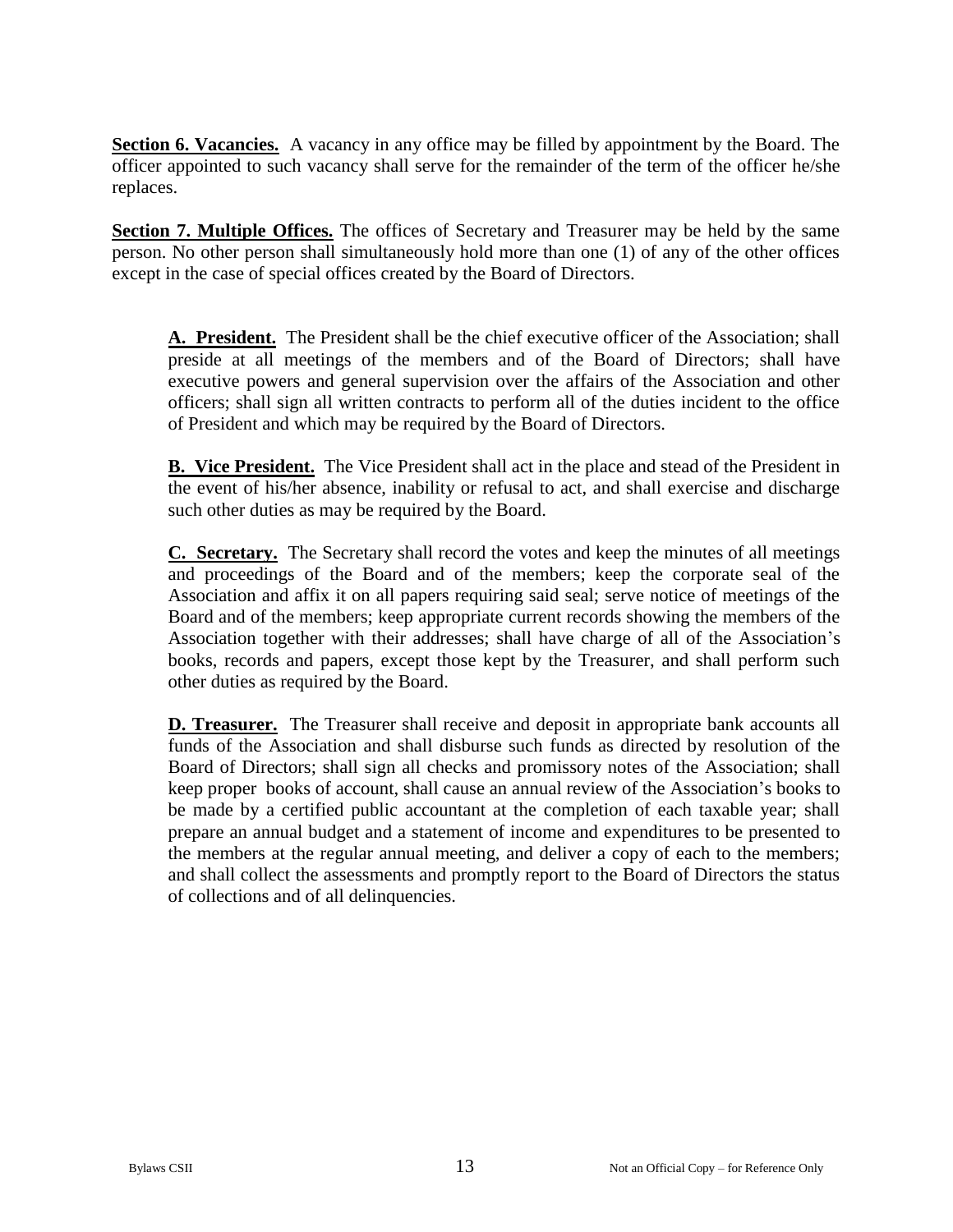**Section 6. Vacancies.** A vacancy in any office may be filled by appointment by the Board. The officer appointed to such vacancy shall serve for the remainder of the term of the officer he/she replaces.

**Section 7. Multiple Offices.** The offices of Secretary and Treasurer may be held by the same person. No other person shall simultaneously hold more than one (1) of any of the other offices except in the case of special offices created by the Board of Directors.

**A. President.** The President shall be the chief executive officer of the Association; shall preside at all meetings of the members and of the Board of Directors; shall have executive powers and general supervision over the affairs of the Association and other officers; shall sign all written contracts to perform all of the duties incident to the office of President and which may be required by the Board of Directors.

**B. Vice President.** The Vice President shall act in the place and stead of the President in the event of his/her absence, inability or refusal to act, and shall exercise and discharge such other duties as may be required by the Board.

**C. Secretary.** The Secretary shall record the votes and keep the minutes of all meetings and proceedings of the Board and of the members; keep the corporate seal of the Association and affix it on all papers requiring said seal; serve notice of meetings of the Board and of the members; keep appropriate current records showing the members of the Association together with their addresses; shall have charge of all of the Association's books, records and papers, except those kept by the Treasurer, and shall perform such other duties as required by the Board.

**D. Treasurer.** The Treasurer shall receive and deposit in appropriate bank accounts all funds of the Association and shall disburse such funds as directed by resolution of the Board of Directors; shall sign all checks and promissory notes of the Association; shall keep proper books of account, shall cause an annual review of the Association's books to be made by a certified public accountant at the completion of each taxable year; shall prepare an annual budget and a statement of income and expenditures to be presented to the members at the regular annual meeting, and deliver a copy of each to the members; and shall collect the assessments and promptly report to the Board of Directors the status of collections and of all delinquencies.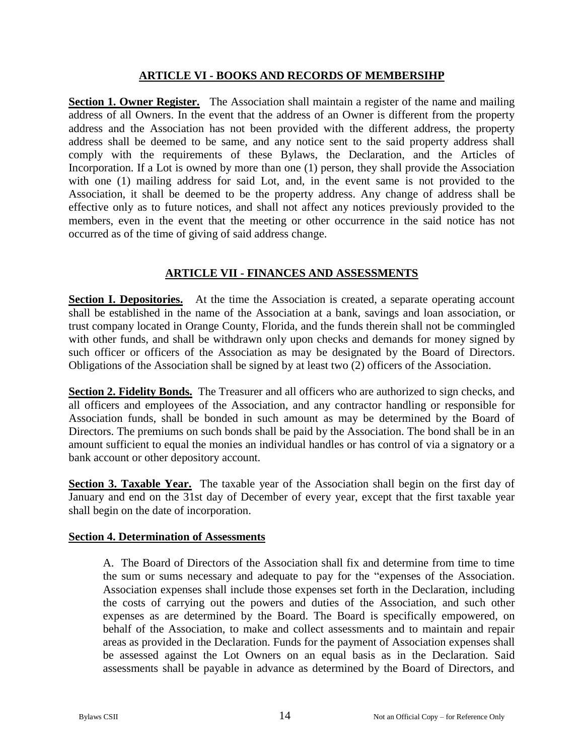## ARTICLE VI - BOOKS AND RECORDS OF MEMBERSIHP

**Section 1. Owner Register.** The Association shall maintain a register of the name and mailing address of all Owners. In the event that the address of an Owner is different from the property address and the Association has not been provided with the different address, the property address shall be deemed to be same, and any notice sent to the said property address shall comply with the requirements of these Bylaws, the Declaration, and the Articles of Incorporation. If a Lot is owned by more than one (1) person, they shall provide the Association with one (1) mailing address for said Lot, and, in the event same is not provided to the Association, it shall be deemed to be the property address. Any change of address shall be effective only as to future notices, and shall not affect any notices previously provided to the members, even in the event that the meeting or other occurrence in the said notice has not occurred as of the time of giving of said address change.

## ARTICLE VII - FINANCES AND ASSESSMENTS

**Section I. Depositories.** At the time the Association is created, a separate operating account shall be established in the name of the Association at a bank, savings and loan association, or trust company located in Orange County, Florida, and the funds therein shall not be commingled with other funds, and shall be withdrawn only upon checks and demands for money signed by such officer or officers of the Association as may be designated by the Board of Directors. Obligations of the Association shall be signed by at least two (2) officers of the Association.

**Section 2. Fidelity Bonds.** The Treasurer and all officers who are authorized to sign checks, and all officers and employees of the Association, and any contractor handling or responsible for Association funds, shall be bonded in such amount as may be determined by the Board of Directors. The premiums on such bonds shall be paid by the Association. The bond shall be in an amount sufficient to equal the monies an individual handles or has control of via a signatory or a bank account or other depository account.

**Section 3. Taxable Year.** The taxable year of the Association shall begin on the first day of January and end on the 31st day of December of every year, except that the first taxable year shall begin on the date of incorporation.

**Section 4. Determination of Assessments**

A. The Board of Directors of the Association shall fix and determine from time to time the sum or sums necessary and adequate to pay for the "expenses of the Association. Association expenses shall include those expenses set forth in the Declaration, including the costs of carrying out the powers and duties of the Association, and such other expenses as are determined by the Board. The Board is specifically empowered, on behalf of the Association, to make and collect assessments and to maintain and repair areas as provided in the Declaration. Funds for the payment of Association expenses shall be assessed against the Lot Owners on an equal basis as in the Declaration. Said assessments shall be payable in advance as determined by the Board of Directors, and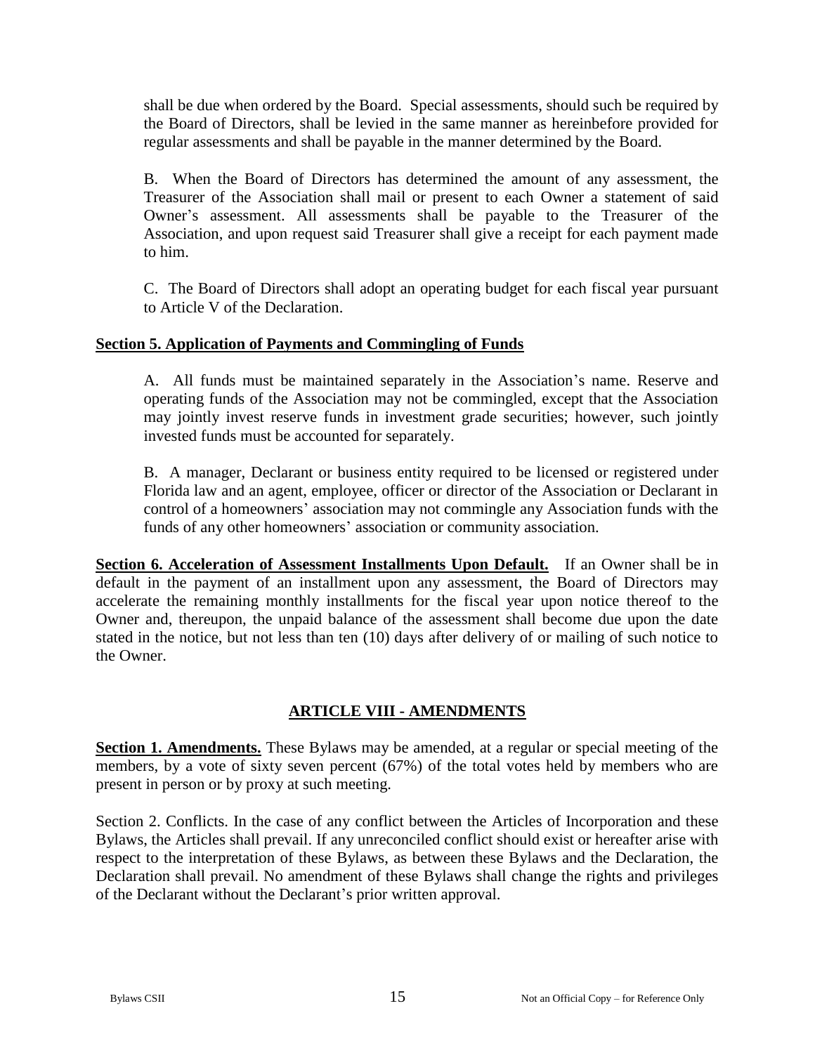shall be due when ordered by the Board. Special assessments, should such be required by the Board of Directors, shall be levied in the same manner as hereinbefore provided for regular assessments and shall be payable in the manner determined by the Board.

B. When the Board of Directors has determined the amount of any assessment, the Treasurer of the Association shall mail or present to each Owner a statement of said Owner's assessment. All assessments shall be payable to the Treasurer of the Association, and upon request said Treasurer shall give a receipt for each payment made to him.

C. The Board of Directors shall adopt an operating budget for each fiscal year pursuant to Article V of the Declaration.

**Section 5. Application of Payments and Commingling of Funds**

A. All funds must be maintained separately in the Association's name. Reserve and operating funds of the Association may not be commingled, except that the Association may jointly invest reserve funds in investment grade securities; however, such jointly invested funds must be accounted for separately.

B. A manager, Declarant or business entity required to be licensed or registered under Florida law and an agent, employee, officer or director of the Association or Declarant in control of a homeowners' association may not commingle any Association funds with the funds of any other homeowners' association or community association.

**Section 6. Acceleration of Assessment Installments Upon Default.** If an Owner shall be in default in the payment of an installment upon any assessment, the Board of Directors may accelerate the remaining monthly installments for the fiscal year upon notice thereof to the Owner and, thereupon, the unpaid balance of the assessment shall become due upon the date stated in the notice, but not less than ten (10) days after delivery of or mailing of such notice to the Owner.

## ARTICLE VIII - AMENDMENTS

**Section 1. Amendments.** These Bylaws may be amended, at a regular or special meeting of the members, by a vote of sixty seven percent (67%) of the total votes held by members who are present in person or by proxy at such meeting.

Section 2. Conflicts. In the case of any conflict between the Articles of Incorporation and these Bylaws, the Articles shall prevail. If any unreconciled conflict should exist or hereafter arise with respect to the interpretation of these Bylaws, as between these Bylaws and the Declaration, the Declaration shall prevail. No amendment of these Bylaws shall change the rights and privileges of the Declarant without the Declarant's prior written approval.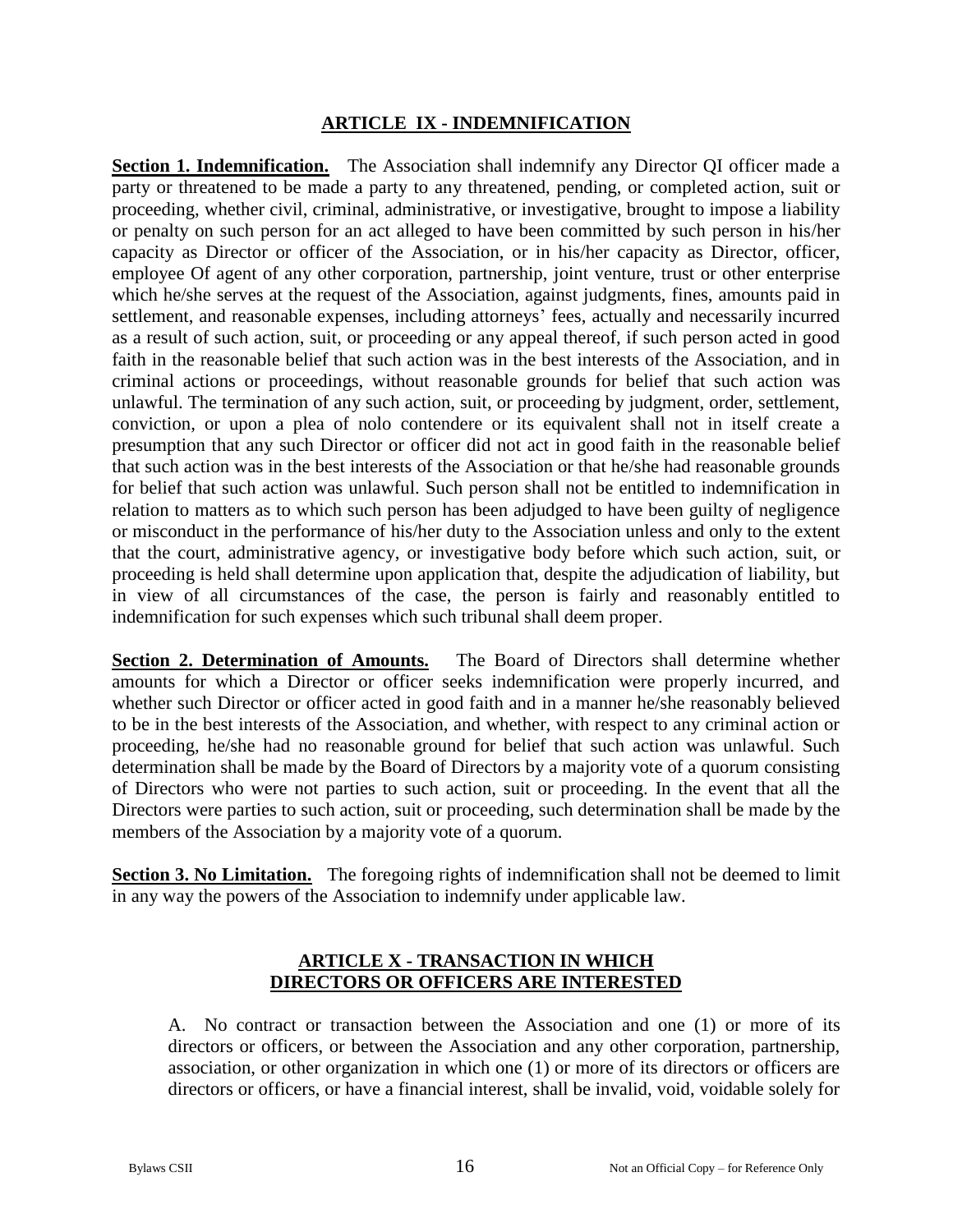## ARTICLE IX - INDEMNIFICATION

**Section 1. Indemnification.** The Association shall indemnify any Director QI officer made a party or threatened to be made a party to any threatened, pending, or completed action, suit or proceeding, whether civil, criminal, administrative, or investigative, brought to impose a liability or penalty on such person for an act alleged to have been committed by such person in his/her capacity as Director or officer of the Association, or in his/her capacity as Director, officer, employee Of agent of any other corporation, partnership, joint venture, trust or other enterprise which he/she serves at the request of the Association, against judgments, fines, amounts paid in settlement, and reasonable expenses, including attorneys' fees, actually and necessarily incurred as a result of such action, suit, or proceeding or any appeal thereof, if such person acted in good faith in the reasonable belief that such action was in the best interests of the Association, and in criminal actions or proceedings, without reasonable grounds for belief that such action was unlawful. The termination of any such action, suit, or proceeding by judgment, order, settlement, conviction, or upon a plea of nolo contendere or its equivalent shall not in itself create a presumption that any such Director or officer did not act in good faith in the reasonable belief that such action was in the best interests of the Association or that he/she had reasonable grounds for belief that such action was unlawful. Such person shall not be entitled to indemnification in relation to matters as to which such person has been adjudged to have been guilty of negligence or misconduct in the performance of his/her duty to the Association unless and only to the extent that the court, administrative agency, or investigative body before which such action, suit, or proceeding is held shall determine upon application that, despite the adjudication of liability, but in view of all circumstances of the case, the person is fairly and reasonably entitled to indemnification for such expenses which such tribunal shall deem proper.

**Section 2. Determination of Amounts.** The Board of Directors shall determine whether amounts for which a Director or officer seeks indemnification were properly incurred, and whether such Director or officer acted in good faith and in a manner he/she reasonably believed to be in the best interests of the Association, and whether, with respect to any criminal action or proceeding, he/she had no reasonable ground for belief that such action was unlawful. Such determination shall be made by the Board of Directors by a majority vote of a quorum consisting of Directors who were not parties to such action, suit or proceeding. In the event that all the Directors were parties to such action, suit or proceeding, such determination shall be made by the members of the Association by a majority vote of a quorum.

**Section 3. No Limitation.** The foregoing rights of indemnification shall not be deemed to limit in any way the powers of the Association to indemnify under applicable law.

## ARTICLE X - TRANSACTION IN WHICH DIRECTORS OR OFFICERS ARE INTERESTED

A. No contract or transaction between the Association and one (1) or more of its directors or officers, or between the Association and any other corporation, partnership, association, or other organization in which one (1) or more of its directors or officers are directors or officers, or have a financial interest, shall be invalid, void, voidable solely for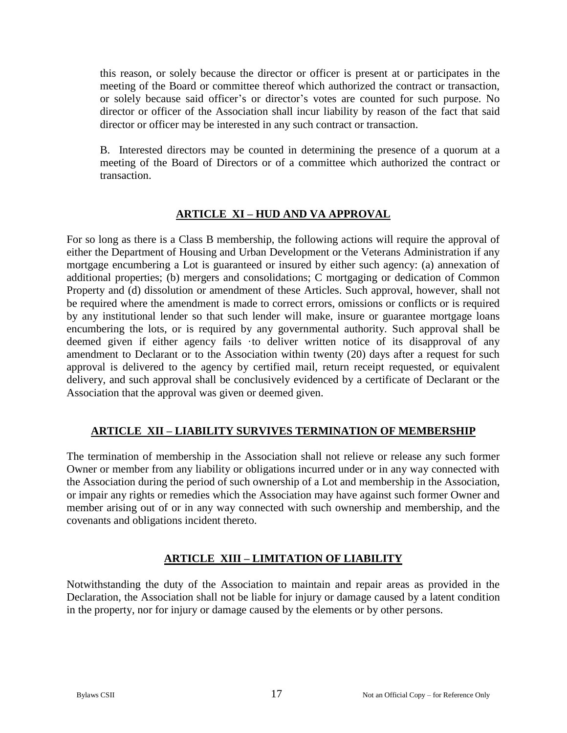this reason, or solely because the director or officer is present at or participates in the meeting of the Board or committee thereof which authorized the contract or transaction, or solely because said officer's or director's votes are counted for such purpose. No director or officer of the Association shall incur liability by reason of the fact that said director or officer may be interested in any such contract or transaction.

B. Interested directors may be counted in determining the presence of a quorum at a meeting of the Board of Directors or of a committee which authorized the contract or transaction.

## ARTICLE XI – HUD AND VA APPROVAL

For so long as there is a Class B membership, the following actions will require the approval of either the Department of Housing and Urban Development or the Veterans Administration if any mortgage encumbering a Lot is guaranteed or insured by either such agency: (a) annexation of additional properties; (b) mergers and consolidations; C mortgaging or dedication of Common Property and (d) dissolution or amendment of these Articles. Such approval, however, shall not be required where the amendment is made to correct errors, omissions or conflicts or is required by any institutional lender so that such lender will make, insure or guarantee mortgage loans encumbering the lots, or is required by any governmental authority. Such approval shall be deemed given if either agency fails ·to deliver written notice of its disapproval of any amendment to Declarant or to the Association within twenty (20) days after a request for such approval is delivered to the agency by certified mail, return receipt requested, or equivalent delivery, and such approval shall be conclusively evidenced by a certificate of Declarant or the Association that the approval was given or deemed given.

## ARTICLE XII – LIABILITY SURVIVES TERMINATION OF MEMBERSHIP

The termination of membership in the Association shall not relieve or release any such former Owner or member from any liability or obligations incurred under or in any way connected with the Association during the period of such ownership of a Lot and membership in the Association, or impair any rights or remedies which the Association may have against such former Owner and member arising out of or in any way connected with such ownership and membership, and the covenants and obligations incident thereto.

## ARTICLE XIII – LIMITATION OF LIABILITY

Notwithstanding the duty of the Association to maintain and repair areas as provided in the Declaration, the Association shall not be liable for injury or damage caused by a latent condition in the property, nor for injury or damage caused by the elements or by other persons.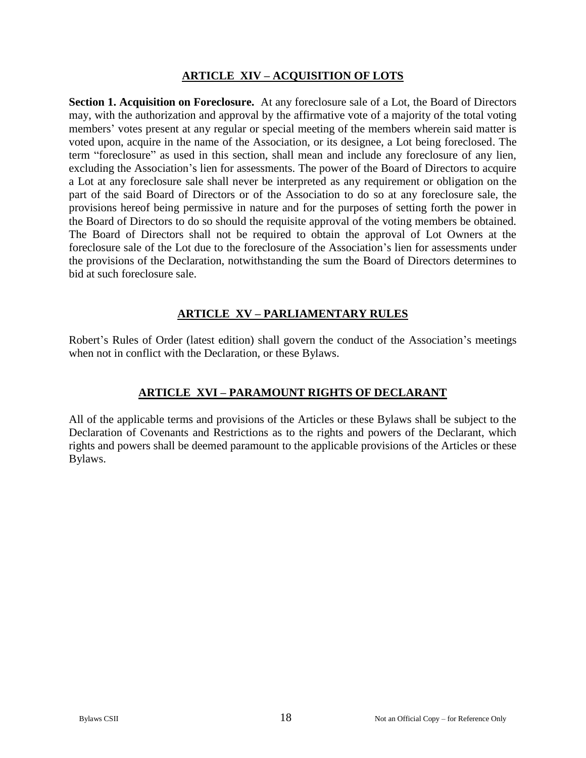## ARTICLE XIV – ACQUISITION OF LOTS

**Section 1. Acquisition on Foreclosure.** At any foreclosure sale of a Lot, the Board of Directors may, with the authorization and approval by the affirmative vote of a majority of the total voting members' votes present at any regular or special meeting of the members wherein said matter is voted upon, acquire in the name of the Association, or its designee, a Lot being foreclosed. The term "foreclosure" as used in this section, shall mean and include any foreclosure of any lien, excluding the Association's lien for assessments. The power of the Board of Directors to acquire a Lot at any foreclosure sale shall never be interpreted as any requirement or obligation on the part of the said Board of Directors or of the Association to do so at any foreclosure sale, the provisions hereof being permissive in nature and for the purposes of setting forth the power in the Board of Directors to do so should the requisite approval of the voting members be obtained. The Board of Directors shall not be required to obtain the approval of Lot Owners at the foreclosure sale of the Lot due to the foreclosure of the Association's lien for assessments under the provisions of the Declaration, notwithstanding the sum the Board of Directors determines to bid at such foreclosure sale.

## ARTICLE XV – PARLIAMENTARY RULES

Robert's Rules of Order (latest edition) shall govern the conduct of the Association's meetings when not in conflict with the Declaration, or these Bylaws.

## ARTICLE XVI – PARAMOUNT RIGHTS OF DECLARANT

All of the applicable terms and provisions of the Articles or these Bylaws shall be subject to the Declaration of Covenants and Restrictions as to the rights and powers of the Declarant, which rights and powers shall be deemed paramount to the applicable provisions of the Articles or these Bylaws.